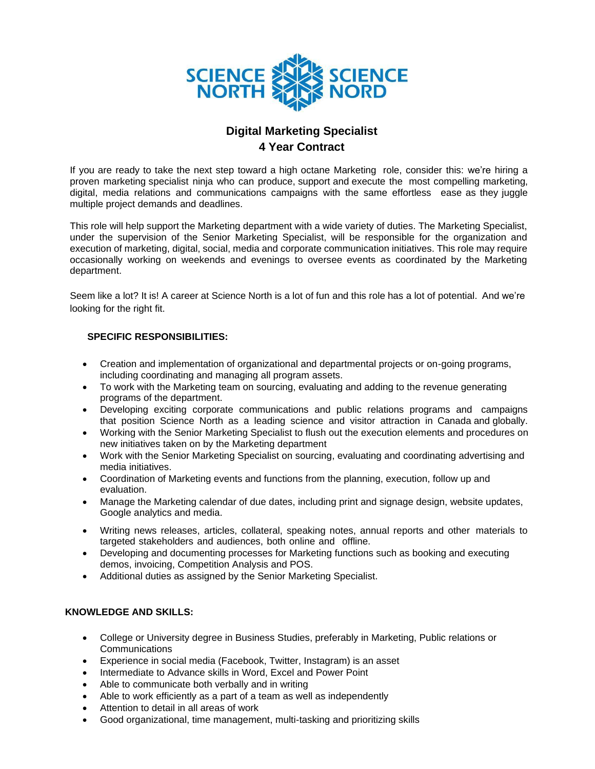SCIENCE NORTH SCIENCE NORD

# Digital Marketing Specialist
## 4 Year Contract

If you are ready to take the next step toward a high octane Marketing role, consider this: we're hiring a proven marketing specialist ninja who can produce, support and execute the most compelling marketing, digital, media relations and communications campaigns with the same effortless ease as they juggle multiple project demands and deadlines.

This role will help support the Marketing department with a wide variety of duties. The Marketing Specialist, under the supervision of the Senior Marketing Specialist, will be responsible for the organization and execution of marketing, digital, social, media and corporate communication initiatives. This role may require occasionally working on weekends and evenings to oversee events as coordinated by the Marketing department.

Seem like a lot? It is! A career at Science North is a lot of fun and this role has a lot of potential. And we're looking for the right fit.

### SPECIFIC RESPONSIBILITIES:

- Creation and implementation of organizational and departmental projects or on-going programs, including coordinating and managing all program assets.
- To work with the Marketing team on sourcing, evaluating and adding to the revenue generating programs of the department.
- Developing exciting corporate communications and public relations programs and campaigns that position Science North as a leading science and visitor attraction in Canada and globally.
- Working with the Senior Marketing Specialist to flush out the execution elements and procedures on new initiatives taken on by the Marketing department
- Work with the Senior Marketing Specialist on sourcing, evaluating and coordinating advertising and media initiatives.
- Coordination of Marketing events and functions from the planning, execution, follow up and evaluation.
- Manage the Marketing calendar of due dates, including print and signage design, website updates, Google analytics and media.
- Writing news releases, articles, collateral, speaking notes, annual reports and other materials to targeted stakeholders and audiences, both online and offline.
- Developing and documenting processes for Marketing functions such as booking and executing demos, invoicing, Competition Analysis and POS.
- Additional duties as assigned by the Senior Marketing Specialist.

### KNOWLEDGE AND SKILLS:

- College or University degree in Business Studies, preferably in Marketing, Public relations or Communications
- Experience in social media (Facebook, Twitter, Instagram) is an asset
- Intermediate to Advance skills in Word, Excel and Power Point
- Able to communicate both verbally and in writing
- Able to work efficiently as a part of a team as well as independently
- Attention to detail in all areas of work
- Good organizational, time management, multi-tasking and prioritizing skills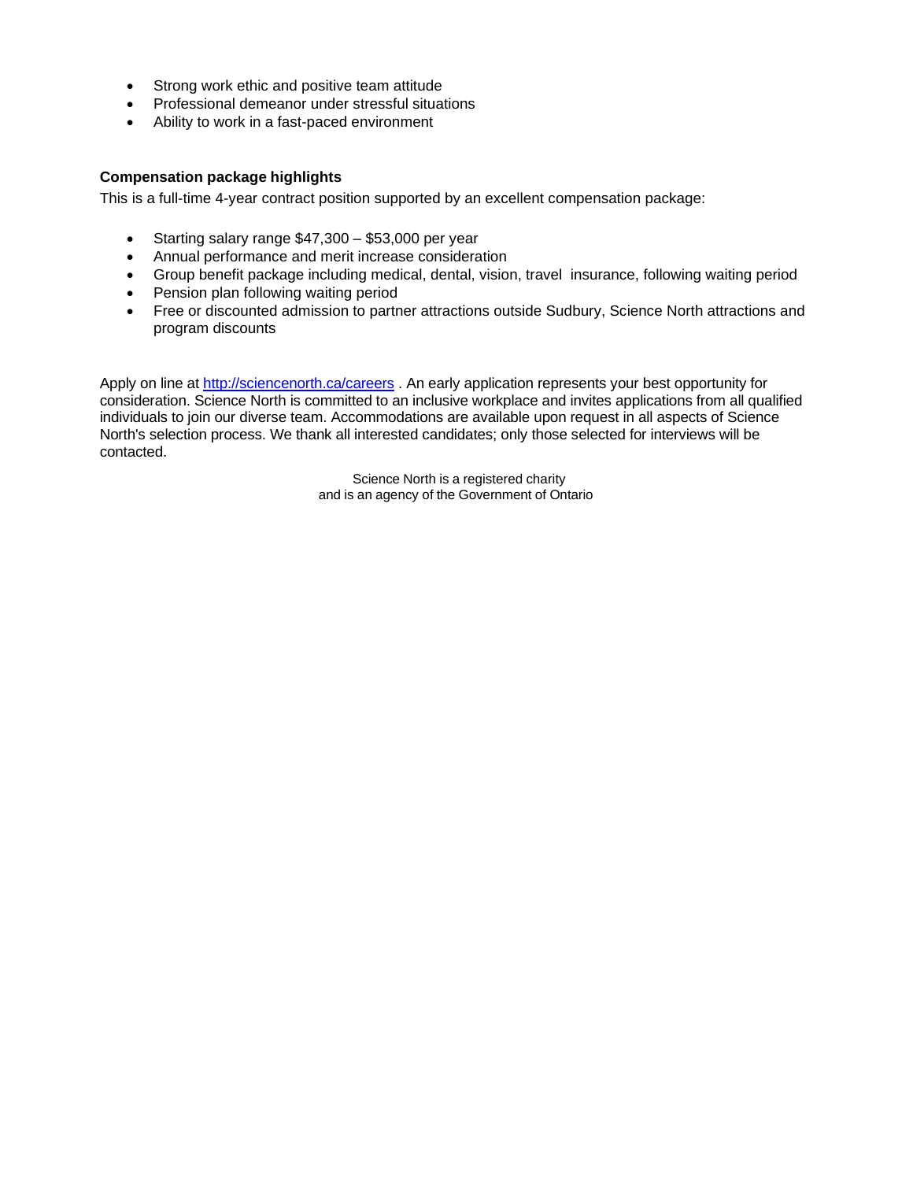- Strong work ethic and positive team attitude
- Professional demeanor under stressful situations
- Ability to work in a fast-paced environment

**Compensation package highlights**

This is a full-time 4-year contract position supported by an excellent compensation package:

- Starting salary range $47,300 – $53,000 per year
- Annual performance and merit increase consideration
- Group benefit package including medical, dental, vision, travel insurance, following waiting period
- Pension plan following waiting period
- Free or discounted admission to partner attractions outside Sudbury, Science North attractions and program discounts

Apply on line at [http://sciencenorth.ca/careers](http://sciencenorth.ca/careers) . An early application represents your best opportunity for consideration. Science North is committed to an inclusive workplace and invites applications from all qualified individuals to join our diverse team. Accommodations are available upon request in all aspects of Science North's selection process. We thank all interested candidates; only those selected for interviews will be contacted.

Science North is a registered charity
and is an agency of the Government of Ontario